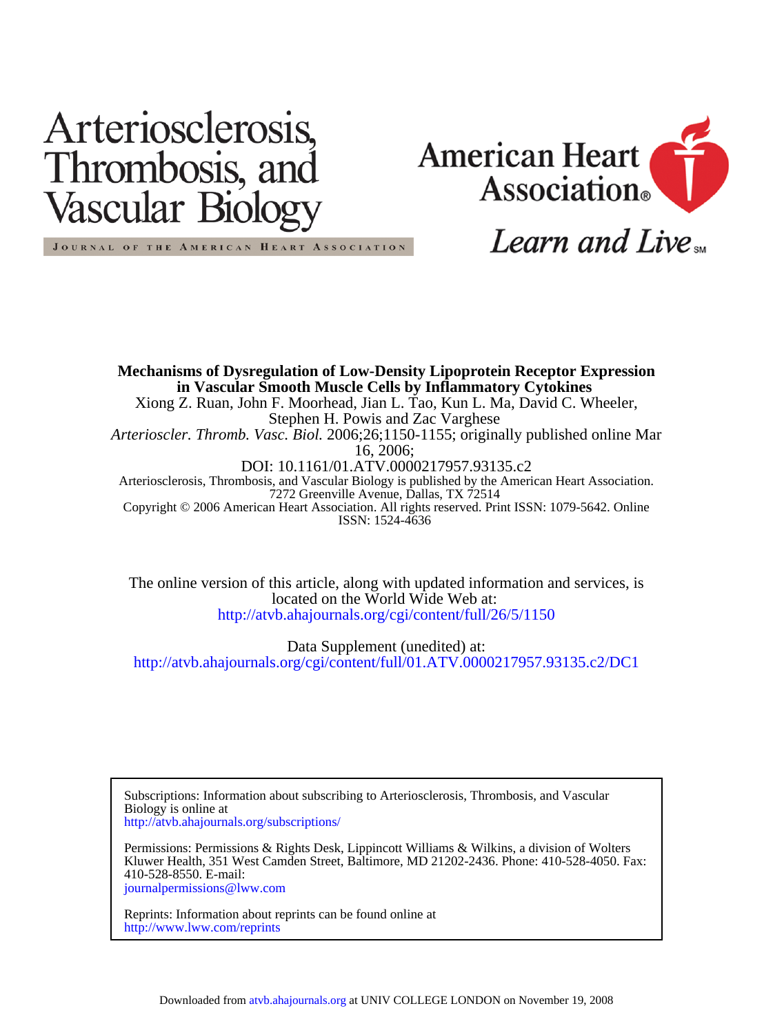Arteriosclerosis, Thrombosis, and Vascular Biology

JOURNAL OF THE AMERICAN HEART ASSOCIATION

American Heart Association®

Learn and Live℠

**Mechanisms of Dysregulation of Low-Density Lipoprotein Receptor Expression in Vascular Smooth Muscle Cells by Inflammatory Cytokines**

Xiong Z. Ruan, John F. Moorhead, Jian L. Tao, Kun L. Ma, David C. Wheeler, Stephen H. Powis and Zac Varghese

*Arterioscler. Thromb. Vasc. Biol.* 2006;26;1150-1155; originally published online Mar 16, 2006;

DOI: 10.1161/01.ATV.0000217957.93135.c2

Arteriosclerosis, Thrombosis, and Vascular Biology is published by the American Heart Association. 7272 Greenville Avenue, Dallas, TX 72514

Copyright © 2006 American Heart Association. All rights reserved. Print ISSN: 1079-5642. Online ISSN: 1524-4636

The online version of this article, along with updated information and services, is located on the World Wide Web at:

http://atvb.ahajournals.org/cgi/content/full/26/5/1150

Data Supplement (unedited) at:

http://atvb.ahajournals.org/cgi/content/full/01.ATV.0000217957.93135.c2/DC1

Subscriptions: Information about subscribing to Arteriosclerosis, Thrombosis, and Vascular Biology is online at
http://atvb.ahajournals.org/subscriptions/

Permissions: Permissions & Rights Desk, Lippincott Williams & Wilkins, a division of Wolters Kluwer Health, 351 West Camden Street, Baltimore, MD 21202-2436. Phone: 410-528-4050. Fax: 410-528-8550. E-mail:
journalpermissions@lww.com

Reprints: Information about reprints can be found online at
http://www.lww.com/reprints

Downloaded from atvb.ahajournals.org at UNIV COLLEGE LONDON on November 19, 2008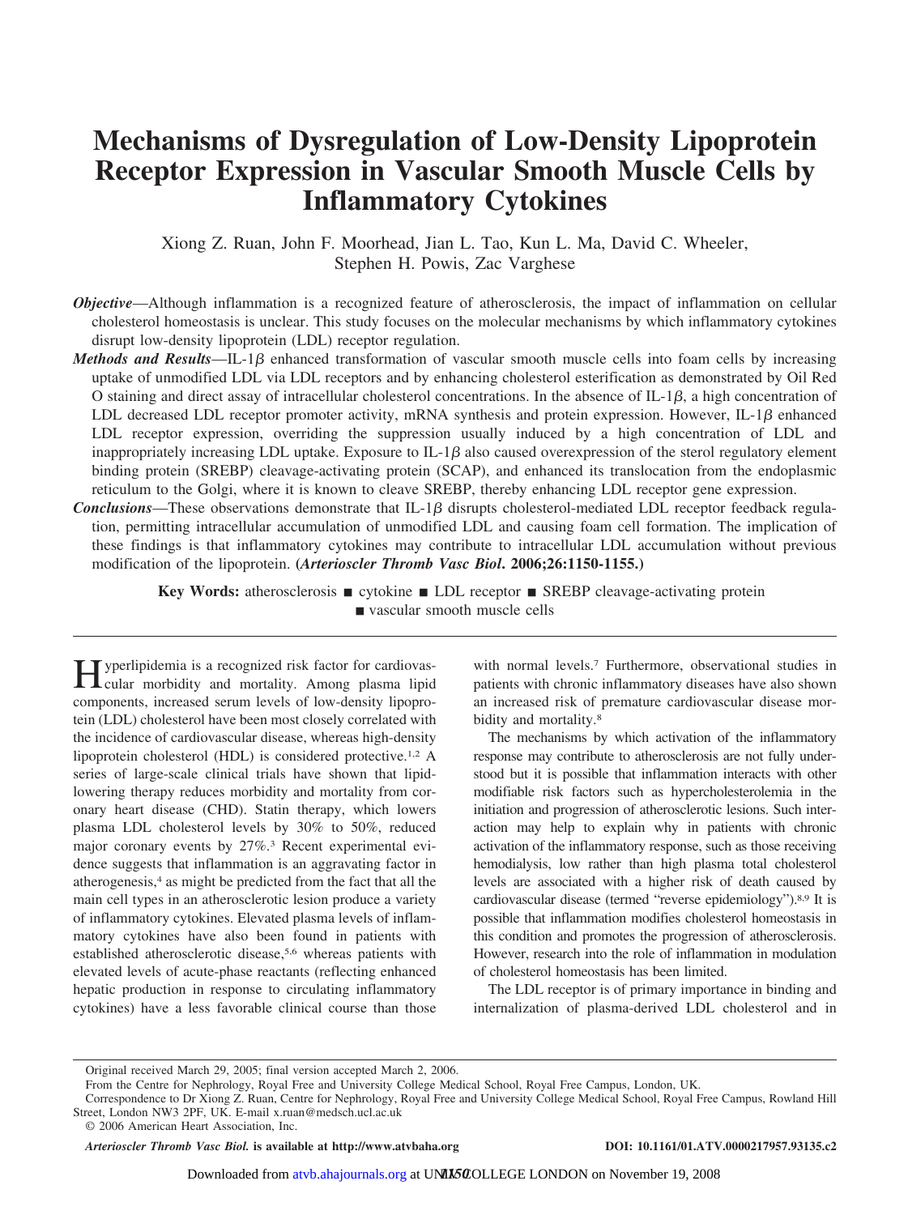# Mechanisms of Dysregulation of Low-Density Lipoprotein Receptor Expression in Vascular Smooth Muscle Cells by Inflammatory Cytokines

Xiong Z. Ruan, John F. Moorhead, Jian L. Tao, Kun L. Ma, David C. Wheeler, Stephen H. Powis, Zac Varghese

***Objective*—**Although inflammation is a recognized feature of atherosclerosis, the impact of inflammation on cellular cholesterol homeostasis is unclear. This study focuses on the molecular mechanisms by which inflammatory cytokines disrupt low-density lipoprotein (LDL) receptor regulation.

***Methods and Results*—**IL-1$\beta$ enhanced transformation of vascular smooth muscle cells into foam cells by increasing uptake of unmodified LDL via LDL receptors and by enhancing cholesterol esterification as demonstrated by Oil Red O staining and direct assay of intracellular cholesterol concentrations. In the absence of IL-1$\beta$, a high concentration of LDL decreased LDL receptor promoter activity, mRNA synthesis and protein expression. However, IL-1$\beta$ enhanced LDL receptor expression, overriding the suppression usually induced by a high concentration of LDL and inappropriately increasing LDL uptake. Exposure to IL-1$\beta$ also caused overexpression of the sterol regulatory element binding protein (SREBP) cleavage-activating protein (SCAP), and enhanced its translocation from the endoplasmic reticulum to the Golgi, where it is known to cleave SREBP, thereby enhancing LDL receptor gene expression.

***Conclusions*—**These observations demonstrate that IL-1$\beta$ disrupts cholesterol-mediated LDL receptor feedback regulation, permitting intracellular accumulation of unmodified LDL and causing foam cell formation. The implication of these findings is that inflammatory cytokines may contribute to intracellular LDL accumulation without previous modification of the lipoprotein. **(*Arterioscler Thromb Vasc Biol*. 2006;26:1150-1155.)**

**Key Words:** atherosclerosis ■ cytokine ■ LDL receptor ■ SREBP cleavage-activating protein ■ vascular smooth muscle cells

Hyperlipidemia is a recognized risk factor for cardiovascular morbidity and mortality. Among plasma lipid components, increased serum levels of low-density lipoprotein (LDL) cholesterol have been most closely correlated with the incidence of cardiovascular disease, whereas high-density lipoprotein cholesterol (HDL) is considered protective.[1,2] A series of large-scale clinical trials have shown that lipid-lowering therapy reduces morbidity and mortality from coronary heart disease (CHD). Statin therapy, which lowers plasma LDL cholesterol levels by 30% to 50%, reduced major coronary events by 27%.[3] Recent experimental evidence suggests that inflammation is an aggravating factor in atherogenesis,[4] as might be predicted from the fact that all the main cell types in an atherosclerotic lesion produce a variety of inflammatory cytokines. Elevated plasma levels of inflammatory cytokines have also been found in patients with established atherosclerotic disease,[5,6] whereas patients with elevated levels of acute-phase reactants (reflecting enhanced hepatic production in response to circulating inflammatory cytokines) have a less favorable clinical course than those with normal levels.[7] Furthermore, observational studies in patients with chronic inflammatory diseases have also shown an increased risk of premature cardiovascular disease morbidity and mortality.[8]

The mechanisms by which activation of the inflammatory response may contribute to atherosclerosis are not fully understood but it is possible that inflammation interacts with other modifiable risk factors such as hypercholesterolemia in the initiation and progression of atherosclerotic lesions. Such interaction may help to explain why in patients with chronic activation of the inflammatory response, such as those receiving hemodialysis, low rather than high plasma total cholesterol levels are associated with a higher risk of death caused by cardiovascular disease (termed "reverse epidemiology").[8,9] It is possible that inflammation modifies cholesterol homeostasis in this condition and promotes the progression of atherosclerosis. However, research into the role of inflammation in modulation of cholesterol homeostasis has been limited.

The LDL receptor is of primary importance in binding and internalization of plasma-derived LDL cholesterol and in

Original received March 29, 2005; final version accepted March 2, 2006.

From the Centre for Nephrology, Royal Free and University College Medical School, Royal Free Campus, London, UK.

Correspondence to Dr Xiong Z. Ruan, Centre for Nephrology, Royal Free and University College Medical School, Royal Free Campus, Rowland Hill Street, London NW3 2PF, UK. E-mail x.ruan@medsch.ucl.ac.uk

© 2006 American Heart Association, Inc.

*Arterioscler Thromb Vasc Biol.* **is available at http://www.atvbaha.org** DOI: 10.1161/01.ATV.0000217957.93135.c2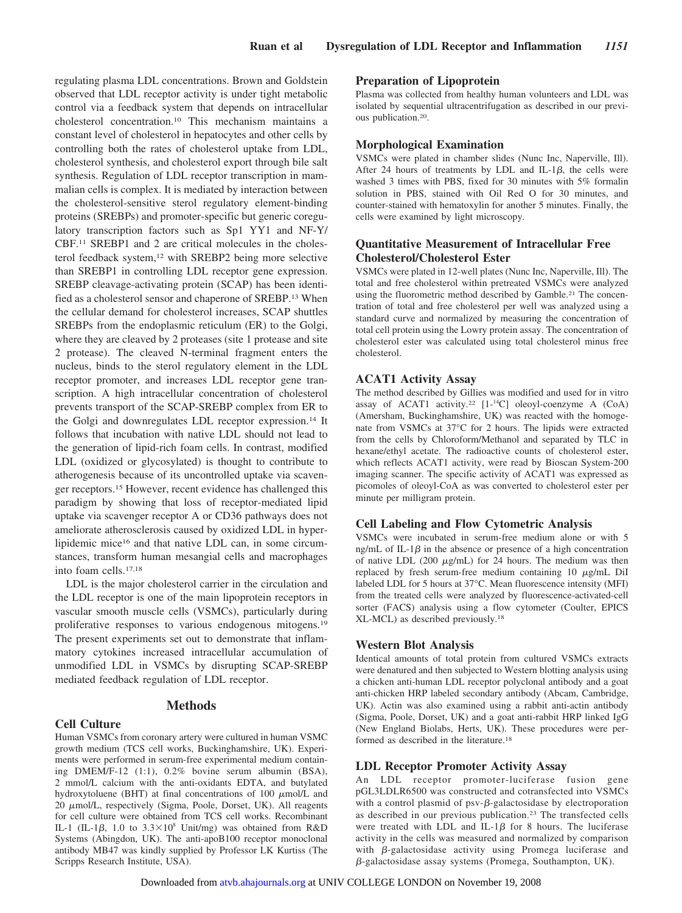regulating plasma LDL concentrations. Brown and Goldstein observed that LDL receptor activity is under tight metabolic control via a feedback system that depends on intracellular cholesterol concentration.[10] This mechanism maintains a constant level of cholesterol in hepatocytes and other cells by controlling both the rates of cholesterol uptake from LDL, cholesterol synthesis, and cholesterol export through bile salt synthesis. Regulation of LDL receptor transcription in mammalian cells is complex. It is mediated by interaction between the cholesterol-sensitive sterol regulatory element-binding proteins (SREBPs) and promoter-specific but generic coregulatory transcription factors such as Sp1 YY1 and NF-Y/CBF.[11] SREBP1 and 2 are critical molecules in the cholesterol feedback system,[12] with SREBP2 being more selective than SREBP1 in controlling LDL receptor gene expression. SREBP cleavage-activating protein (SCAP) has been identified as a cholesterol sensor and chaperone of SREBP.[13] When the cellular demand for cholesterol increases, SCAP shuttles SREBPs from the endoplasmic reticulum (ER) to the Golgi, where they are cleaved by 2 proteases (site 1 protease and site 2 protease). The cleaved N-terminal fragment enters the nucleus, binds to the sterol regulatory element in the LDL receptor promoter, and increases LDL receptor gene transcription. A high intracellular concentration of cholesterol prevents transport of the SCAP-SREBP complex from ER to the Golgi and downregulates LDL receptor expression.[14] It follows that incubation with native LDL should not lead to the generation of lipid-rich foam cells. In contrast, modified LDL (oxidized or glycosylated) is thought to contribute to atherogenesis because of its uncontrolled uptake via scavenger receptors.[15] However, recent evidence has challenged this paradigm by showing that loss of receptor-mediated lipid uptake via scavenger receptor A or CD36 pathways does not ameliorate atherosclerosis caused by oxidized LDL in hyperlipidemic mice[16] and that native LDL can, in some circumstances, transform human mesangial cells and macrophages into foam cells.[17,18]

LDL is the major cholesterol carrier in the circulation and the LDL receptor is one of the main lipoprotein receptors in vascular smooth muscle cells (VSMCs), particularly during proliferative responses to various endogenous mitogens.[19] The present experiments set out to demonstrate that inflammatory cytokines increased intracellular accumulation of unmodified LDL in VSMCs by disrupting SCAP-SREBP mediated feedback regulation of LDL receptor.

## Methods

### Cell Culture

Human VSMCs from coronary artery were cultured in human VSMC growth medium (TCS cell works, Buckinghamshire, UK). Experiments were performed in serum-free experimental medium containing DMEM/F-12 (1:1), 0.2% bovine serum albumin (BSA), 2 mmol/L calcium with the anti-oxidants EDTA, and butylated hydroxytoluene (BHT) at final concentrations of 100 μmol/L and 20 μmol/L, respectively (Sigma, Poole, Dorset, UK). All reagents for cell culture were obtained from TCS cell works. Recombinant IL-1 (IL-1β, 1.0 to $3.3\times10^{8}$ Unit/mg) was obtained from R&D Systems (Abingdon, UK). The anti-apoB100 receptor monoclonal antibody MB47 was kindly supplied by Professor LK Kurtiss (The Scripps Research Institute, USA).

### Preparation of Lipoprotein

Plasma was collected from healthy human volunteers and LDL was isolated by sequential ultracentrifugation as described in our previous publication.[20].

### Morphological Examination

VSMCs were plated in chamber slides (Nunc Inc, Naperville, Ill). After 24 hours of treatments by LDL and IL-1β, the cells were washed 3 times with PBS, fixed for 30 minutes with 5% formalin solution in PBS, stained with Oil Red O for 30 minutes, and counter-stained with hematoxylin for another 5 minutes. Finally, the cells were examined by light microscopy.

### Quantitative Measurement of Intracellular Free Cholesterol/Cholesterol Ester

VSMCs were plated in 12-well plates (Nunc Inc, Naperville, Ill). The total and free cholesterol within pretreated VSMCs were analyzed using the fluorometric method described by Gamble.[21] The concentration of total and free cholesterol per well was analyzed using a standard curve and normalized by measuring the concentration of total cell protein using the Lowry protein assay. The concentration of cholesterol ester was calculated using total cholesterol minus free cholesterol.

### ACAT1 Activity Assay

The method described by Gillies was modified and used for in vitro assay of ACAT1 activity.[22] [1-$^{14}$C] oleoyl-coenzyme A (CoA) (Amersham, Buckinghamshire, UK) was reacted with the homogenate from VSMCs at 37°C for 2 hours. The lipids were extracted from the cells by Chloroform/Methanol and separated by TLC in hexane/ethyl acetate. The radioactive counts of cholesterol ester, which reflects ACAT1 activity, were read by Bioscan System-200 imaging scanner. The specific activity of ACAT1 was expressed as picomoles of oleoyl-CoA as was converted to cholesterol ester per minute per milligram protein.

### Cell Labeling and Flow Cytometric Analysis

VSMCs were incubated in serum-free medium alone or with 5 ng/mL of IL-1β in the absence or presence of a high concentration of native LDL (200 μg/mL) for 24 hours. The medium was then replaced by fresh serum-free medium containing 10 μg/mL DiI labeled LDL for 5 hours at 37°C. Mean fluorescence intensity (MFI) from the treated cells were analyzed by fluorescence-activated-cell sorter (FACS) analysis using a flow cytometer (Coulter, EPICS XL-MCL) as described previously.[18]

### Western Blot Analysis

Identical amounts of total protein from cultured VSMCs extracts were denatured and then subjected to Western blotting analysis using a chicken anti-human LDL receptor polyclonal antibody and a goat anti-chicken HRP labeled secondary antibody (Abcam, Cambridge, UK). Actin was also examined using a rabbit anti-actin antibody (Sigma, Poole, Dorset, UK) and a goat anti-rabbit HRP linked IgG (New England Biolabs, Herts, UK). These procedures were performed as described in the literature.[18]

### LDL Receptor Promoter Activity Assay

An LDL receptor promoter-luciferase fusion gene pGL3LDLR6500 was constructed and cotransfected into VSMCs with a control plasmid of psv-β-galactosidase by electroporation as described in our previous publication.[23] The transfected cells were treated with LDL and IL-1β for 8 hours. The luciferase activity in the cells was measured and normalized by comparison with β-galactosidase activity using Promega luciferase and β-galactosidase assay systems (Promega, Southampton, UK).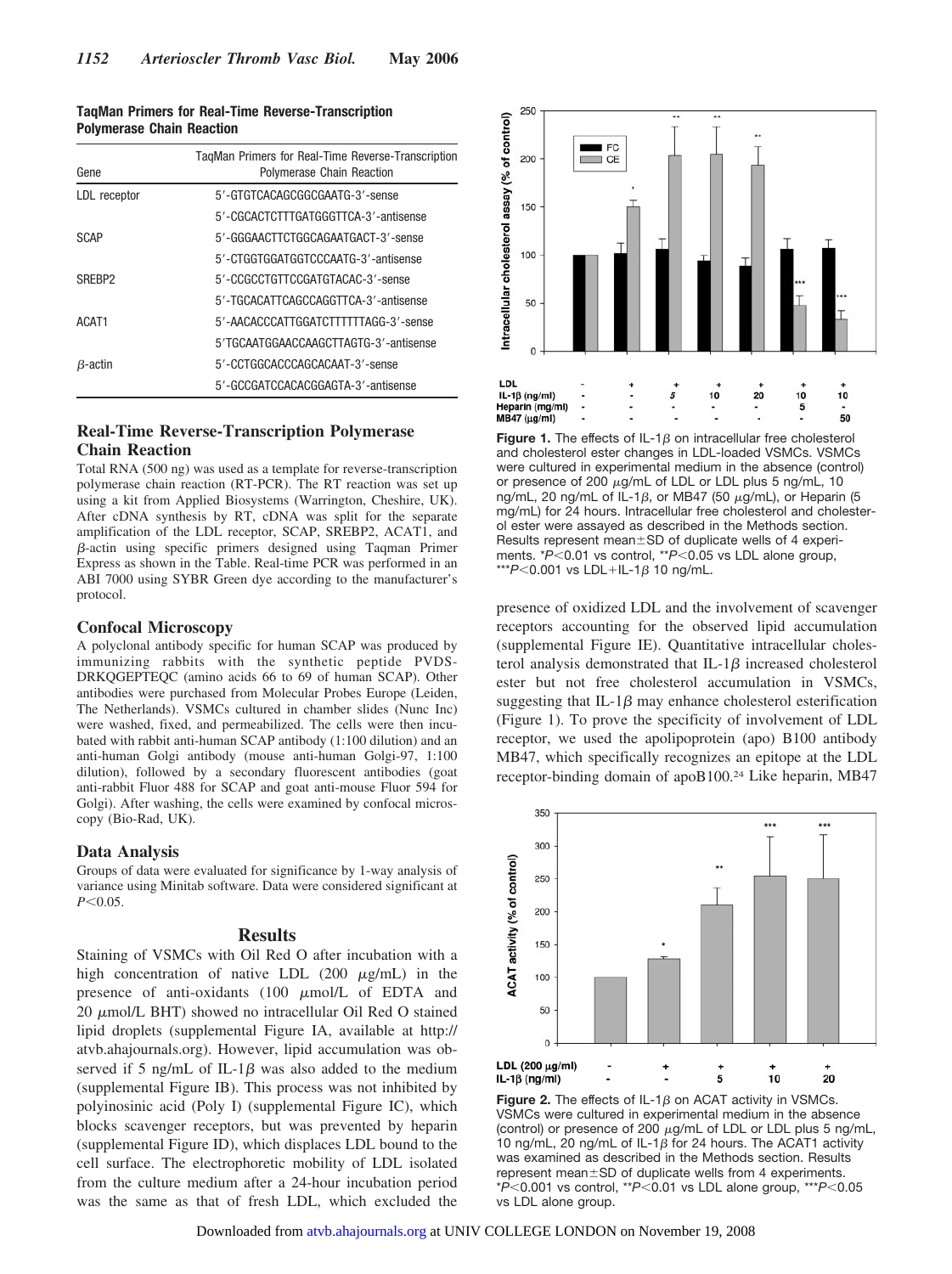**TaqMan Primers for Real-Time Reverse-Transcription Polymerase Chain Reaction**

| Gene | TaqMan Primers for Real-Time Reverse-Transcription Polymerase Chain Reaction |
|---|---|
| LDL receptor | 5′-GTGTCACAGCGGCGAATG-3′-sense |
| | 5′-CGCACTCTTTGATGGGTTCA-3′-antisense |
| SCAP | 5′-GGGAACTTCTGGCAGAATGACT-3′-sense |
| | 5′-CTGGTGGATGGTCCCAATG-3′-antisense |
| SREBP2 | 5′-CCGCCTGTTCCGATGTACAC-3′-sense |
| | 5′-TGCACATTCAGCCAGGTTCA-3′-antisense |
| ACAT1 | 5′-AACACCCATTGGATCTTTTTTAGG-3′-sense |
| | 5′TGCAATGGAACCAAGCTTAGTG-3′-antisense |
| β-actin | 5′-CCTGGCACCCAGCACAAT-3′-sense |
| | 5′-GCCGATCCACACGGAGTA-3′-antisense |

## Real-Time Reverse-Transcription Polymerase Chain Reaction

Total RNA (500 ng) was used as a template for reverse-transcription polymerase chain reaction (RT-PCR). The RT reaction was set up using a kit from Applied Biosystems (Warrington, Cheshire, UK). After cDNA synthesis by RT, cDNA was split for the separate amplification of the LDL receptor, SCAP, SREBP2, ACAT1, and β-actin using specific primers designed using Taqman Primer Express as shown in the Table. Real-time PCR was performed in an ABI 7000 using SYBR Green dye according to the manufacturer's protocol.

## Confocal Microscopy

A polyclonal antibody specific for human SCAP was produced by immunizing rabbits with the synthetic peptide PVDS-DRKQGEPTEQC (amino acids 66 to 69 of human SCAP). Other antibodies were purchased from Molecular Probes Europe (Leiden, The Netherlands). VSMCs cultured in chamber slides (Nunc Inc) were washed, fixed, and permeabilized. The cells were then incubated with rabbit anti-human SCAP antibody (1:100 dilution) and an anti-human Golgi antibody (mouse anti-human Golgi-97, 1:100 dilution), followed by a secondary fluorescent antibodies (goat anti-rabbit Fluor 488 for SCAP and goat anti-mouse Fluor 594 for Golgi). After washing, the cells were examined by confocal microscopy (Bio-Rad, UK).

## Data Analysis

Groups of data were evaluated for significance by 1-way analysis of variance using Minitab software. Data were considered significant at $P<0.05$.

# Results

Staining of VSMCs with Oil Red O after incubation with a high concentration of native LDL (200 μg/mL) in the presence of anti-oxidants (100 μmol/L of EDTA and 20 μmol/L BHT) showed no intracellular Oil Red O stained lipid droplets (supplemental Figure IA, available at http://atvb.ahajournals.org). However, lipid accumulation was observed if 5 ng/mL of IL-1β was also added to the medium (supplemental Figure IB). This process was not inhibited by polyinosinic acid (Poly I) (supplemental Figure IC), which blocks scavenger receptors, but was prevented by heparin (supplemental Figure ID), which displaces LDL bound to the cell surface. The electrophoretic mobility of LDL isolated from the culture medium after a 24-hour incubation period was the same as that of fresh LDL, which excluded the presence of oxidized LDL and the involvement of scavenger receptors accounting for the observed lipid accumulation (supplemental Figure IE). Quantitative intracellular cholesterol analysis demonstrated that IL-1β increased cholesterol ester but not free cholesterol accumulation in VSMCs, suggesting that IL-1β may enhance cholesterol esterification (Figure 1). To prove the specificity of involvement of LDL receptor, we used the apolipoprotein (apo) B100 antibody MB47, which specifically recognizes an epitope at the LDL receptor-binding domain of apoB100.[24] Like heparin, MB47

**Figure 1.** The effects of IL-1β on intracellular free cholesterol and cholesterol ester changes in LDL-loaded VSMCs. VSMCs were cultured in experimental medium in the absence (control) or presence of 200 μg/mL of LDL or LDL plus 5 ng/mL, 10 ng/mL, 20 ng/mL of IL-1β, or MB47 (50 μg/mL), or Heparin (5 mg/mL) for 24 hours. Intracellular free cholesterol and cholesterol ester were assayed as described in the Methods section. Results represent mean±SD of duplicate wells of 4 experiments. \*$P<0.01$ vs control, \*\*$P<0.05$ vs LDL alone group, \*\*\*$P<0.001$ vs LDL+IL-1β 10 ng/mL.

**Figure 2.** The effects of IL-1β on ACAT activity in VSMCs. VSMCs were cultured in experimental medium in the absence (control) or presence of 200 μg/mL of LDL or LDL plus 5 ng/mL, 10 ng/mL, 20 ng/mL of IL-1β for 24 hours. The ACAT1 activity was examined as described in the Methods section. Results represent mean±SD of duplicate wells from 4 experiments. \*$P<0.001$ vs control, \*\*$P<0.01$ vs LDL alone group, \*\*\*$P<0.05$ vs LDL alone group.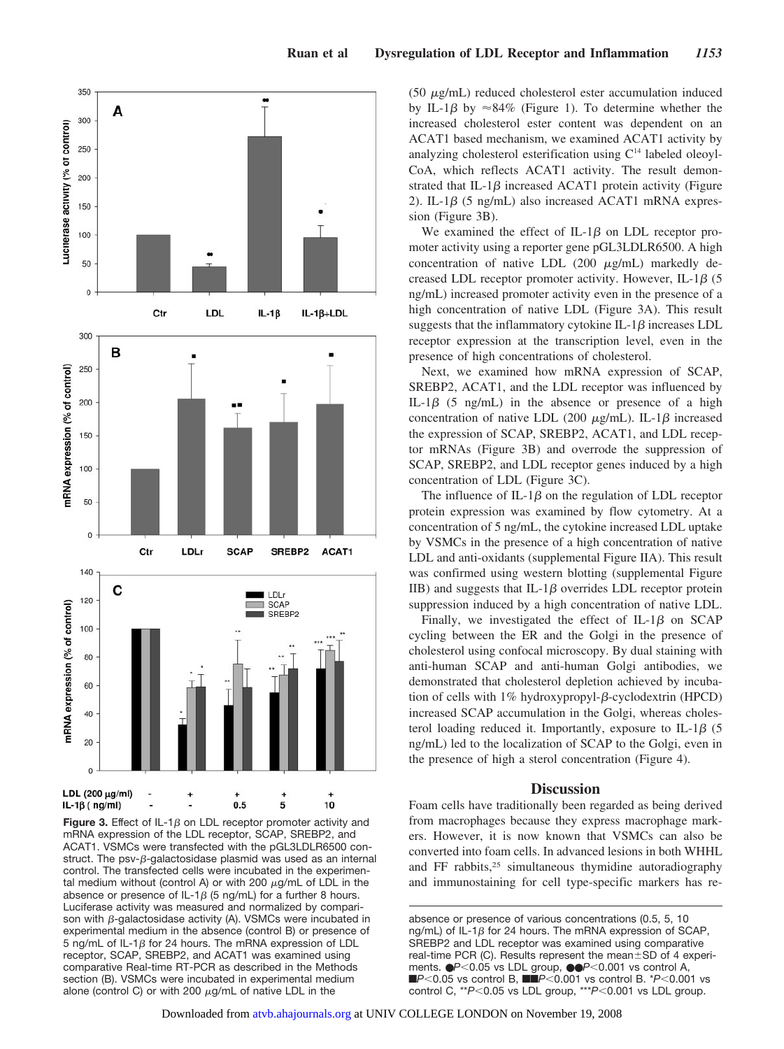(50 μg/mL) reduced cholesterol ester accumulation induced by IL-1β by ≈84% (Figure 1). To determine whether the increased cholesterol ester content was dependent on an ACAT1 based mechanism, we examined ACAT1 activity by analyzing cholesterol esterification using $C^{14}$ labeled oleoyl-CoA, which reflects ACAT1 activity. The result demonstrated that IL-1β increased ACAT1 protein activity (Figure 2). IL-1β (5 ng/mL) also increased ACAT1 mRNA expression (Figure 3B).

We examined the effect of IL-1β on LDL receptor promoter activity using a reporter gene pGL3LDLR6500. A high concentration of native LDL (200 μg/mL) markedly decreased LDL receptor promoter activity. However, IL-1β (5 ng/mL) increased promoter activity even in the presence of a high concentration of native LDL (Figure 3A). This result suggests that the inflammatory cytokine IL-1β increases LDL receptor expression at the transcription level, even in the presence of high concentrations of cholesterol.

Next, we examined how mRNA expression of SCAP, SREBP2, ACAT1, and the LDL receptor was influenced by IL-1β (5 ng/mL) in the absence or presence of a high concentration of native LDL (200 μg/mL). IL-1β increased the expression of SCAP, SREBP2, ACAT1, and LDL receptor mRNAs (Figure 3B) and overrode the suppression of SCAP, SREBP2, and LDL receptor genes induced by a high concentration of LDL (Figure 3C).

The influence of IL-1β on the regulation of LDL receptor protein expression was examined by flow cytometry. At a concentration of 5 ng/mL, the cytokine increased LDL uptake by VSMCs in the presence of a high concentration of native LDL and anti-oxidants (supplemental Figure IIA). This result was confirmed using western blotting (supplemental Figure IIB) and suggests that IL-1β overrides LDL receptor protein suppression induced by a high concentration of native LDL.

Finally, we investigated the effect of IL-1β on SCAP cycling between the ER and the Golgi in the presence of cholesterol using confocal microscopy. By dual staining with anti-human SCAP and anti-human Golgi antibodies, we demonstrated that cholesterol depletion achieved by incubation of cells with 1% hydroxypropyl-β-cyclodextrin (HPCD) increased SCAP accumulation in the Golgi, whereas cholesterol loading reduced it. Importantly, exposure to IL-1β (5 ng/mL) led to the localization of SCAP to the Golgi, even in the presence of high a sterol concentration (Figure 4).

**Figure 3.** Effect of IL-1β on LDL receptor promoter activity and mRNA expression of the LDL receptor, SCAP, SREBP2, and ACAT1. VSMCs were transfected with the pGL3LDLR6500 construct. The psv-β-galactosidase plasmid was used as an internal control. The transfected cells were incubated in the experimental medium without (control A) or with 200 μg/mL of LDL in the absence or presence of IL-1β (5 ng/mL) for a further 8 hours. Luciferase activity was measured and normalized by comparison with β-galactosidase activity (A). VSMCs were incubated in experimental medium in the absence (control B) or presence of 5 ng/mL of IL-1β for 24 hours. The mRNA expression of LDL receptor, SCAP, SREBP2, and ACAT1 was examined using comparative Real-time RT-PCR as described in the Methods section (B). VSMCs were incubated in experimental medium alone (control C) or with 200 μg/mL of native LDL in the absence or presence of various concentrations (0.5, 5, 10 ng/mL) of IL-1β for 24 hours. The mRNA expression of SCAP, SREBP2 and LDL receptor was examined using comparative real-time PCR (C). Results represent the mean±SD of 4 experiments. ●$P<0.05$ vs LDL group, ●●$P<0.001$ vs control A, ■$P<0.05$ vs control B, ■■$P<0.001$ vs control B. *$P<0.001$ vs control C, **$P<0.05$ vs LDL group, ***$P<0.001$ vs LDL group.

## Discussion

Foam cells have traditionally been regarded as being derived from macrophages because they express macrophage markers. However, it is now known that VSMCs can also be converted into foam cells. In advanced lesions in both WHHL and FF rabbits,[25] simultaneous thymidine autoradiography and immunostaining for cell type-specific markers has re-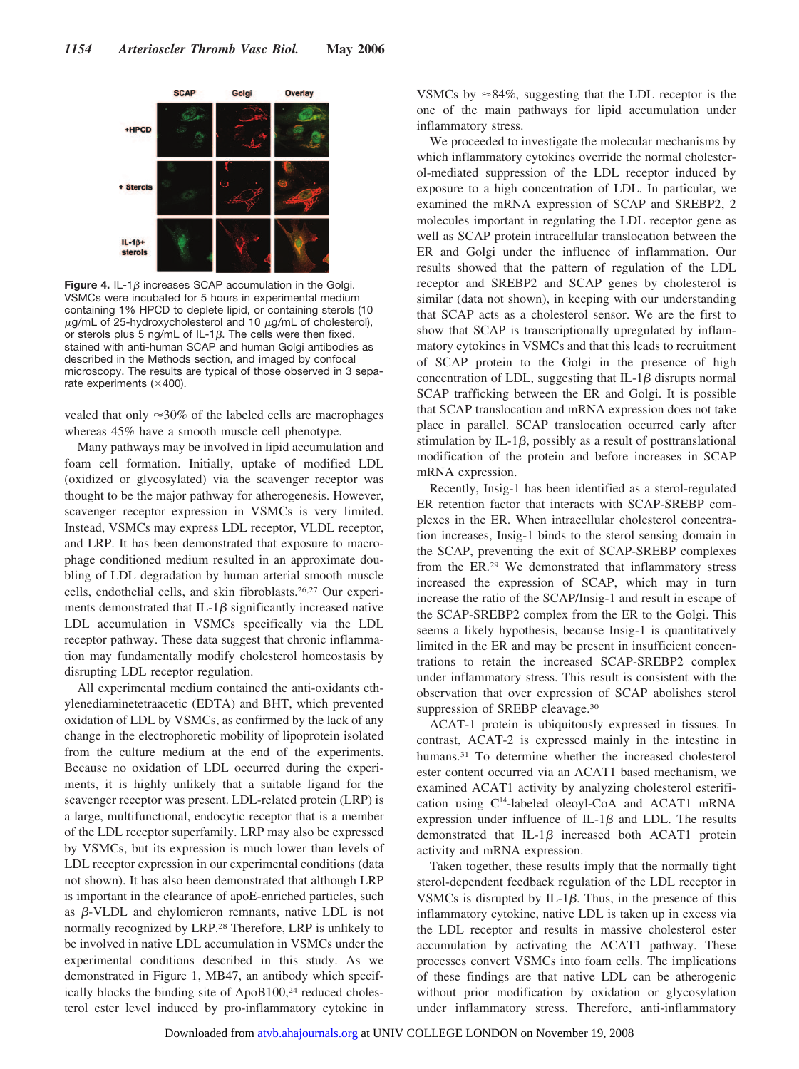Figure 4. IL-1$\beta$ increases SCAP accumulation in the Golgi. VSMCs were incubated for 5 hours in experimental medium containing 1% HPCD to deplete lipid, or containing sterols (10 $\mu$g/mL of 25-hydroxycholesterol and 10 $\mu$g/mL of cholesterol), or sterols plus 5 ng/mL of IL-1$\beta$. The cells were then fixed, stained with anti-human SCAP and human Golgi antibodies as described in the Methods section, and imaged by confocal microscopy. The results are typical of those observed in 3 separate experiments (×400).

vealed that only ≈30% of the labeled cells are macrophages whereas 45% have a smooth muscle cell phenotype.

Many pathways may be involved in lipid accumulation and foam cell formation. Initially, uptake of modified LDL (oxidized or glycosylated) via the scavenger receptor was thought to be the major pathway for atherogenesis. However, scavenger receptor expression in VSMCs is very limited. Instead, VSMCs may express LDL receptor, VLDL receptor, and LRP. It has been demonstrated that exposure to macrophage conditioned medium resulted in an approximate doubling of LDL degradation by human arterial smooth muscle cells, endothelial cells, and skin fibroblasts.[26,27] Our experiments demonstrated that IL-1$\beta$ significantly increased native LDL accumulation in VSMCs specifically via the LDL receptor pathway. These data suggest that chronic inflammation may fundamentally modify cholesterol homeostasis by disrupting LDL receptor regulation.

All experimental medium contained the anti-oxidants ethylenediaminetetraacetic (EDTA) and BHT, which prevented oxidation of LDL by VSMCs, as confirmed by the lack of any change in the electrophoretic mobility of lipoprotein isolated from the culture medium at the end of the experiments. Because no oxidation of LDL occurred during the experiments, it is highly unlikely that a suitable ligand for the scavenger receptor was present. LDL-related protein (LRP) is a large, multifunctional, endocytic receptor that is a member of the LDL receptor superfamily. LRP may also be expressed by VSMCs, but its expression is much lower than levels of LDL receptor expression in our experimental conditions (data not shown). It has also been demonstrated that although LRP is important in the clearance of apoE-enriched particles, such as $\beta$-VLDL and chylomicron remnants, native LDL is not normally recognized by LRP.[28] Therefore, LRP is unlikely to be involved in native LDL accumulation in VSMCs under the experimental conditions described in this study. As we demonstrated in Figure 1, MB47, an antibody which specifically blocks the binding site of ApoB100,[24] reduced cholesterol ester level induced by pro-inflammatory cytokine in VSMCs by ≈84%, suggesting that the LDL receptor is the one of the main pathways for lipid accumulation under inflammatory stress.

We proceeded to investigate the molecular mechanisms by which inflammatory cytokines override the normal cholesterol-mediated suppression of the LDL receptor induced by exposure to a high concentration of LDL. In particular, we examined the mRNA expression of SCAP and SREBP2, 2 molecules important in regulating the LDL receptor gene as well as SCAP protein intracellular translocation between the ER and Golgi under the influence of inflammation. Our results showed that the pattern of regulation of the LDL receptor and SREBP2 and SCAP genes by cholesterol is similar (data not shown), in keeping with our understanding that SCAP acts as a cholesterol sensor. We are the first to show that SCAP is transcriptionally upregulated by inflammatory cytokines in VSMCs and that this leads to recruitment of SCAP protein to the Golgi in the presence of high concentration of LDL, suggesting that IL-1$\beta$ disrupts normal SCAP trafficking between the ER and Golgi. It is possible that SCAP translocation and mRNA expression does not take place in parallel. SCAP translocation occurred early after stimulation by IL-1$\beta$, possibly as a result of posttranslational modification of the protein and before increases in SCAP mRNA expression.

Recently, Insig-1 has been identified as a sterol-regulated ER retention factor that interacts with SCAP-SREBP complexes in the ER. When intracellular cholesterol concentration increases, Insig-1 binds to the sterol sensing domain in the SCAP, preventing the exit of SCAP-SREBP complexes from the ER.[29] We demonstrated that inflammatory stress increased the expression of SCAP, which may in turn increase the ratio of the SCAP/Insig-1 and result in escape of the SCAP-SREBP2 complex from the ER to the Golgi. This seems a likely hypothesis, because Insig-1 is quantitatively limited in the ER and may be present in insufficient concentrations to retain the increased SCAP-SREBP2 complex under inflammatory stress. This result is consistent with the observation that over expression of SCAP abolishes sterol suppression of SREBP cleavage.[30]

ACAT-1 protein is ubiquitously expressed in tissues. In contrast, ACAT-2 is expressed mainly in the intestine in humans.[31] To determine whether the increased cholesterol ester content occurred via an ACAT1 based mechanism, we examined ACAT1 activity by analyzing cholesterol esterification using $C^{14}$-labeled oleoyl-CoA and ACAT1 mRNA expression under influence of IL-1$\beta$ and LDL. The results demonstrated that IL-1$\beta$ increased both ACAT1 protein activity and mRNA expression.

Taken together, these results imply that the normally tight sterol-dependent feedback regulation of the LDL receptor in VSMCs is disrupted by IL-1$\beta$. Thus, in the presence of this inflammatory cytokine, native LDL is taken up in excess via the LDL receptor and results in massive cholesterol ester accumulation by activating the ACAT1 pathway. These processes convert VSMCs into foam cells. The implications of these findings are that native LDL can be atherogenic without prior modification by oxidation or glycosylation under inflammatory stress. Therefore, anti-inflammatory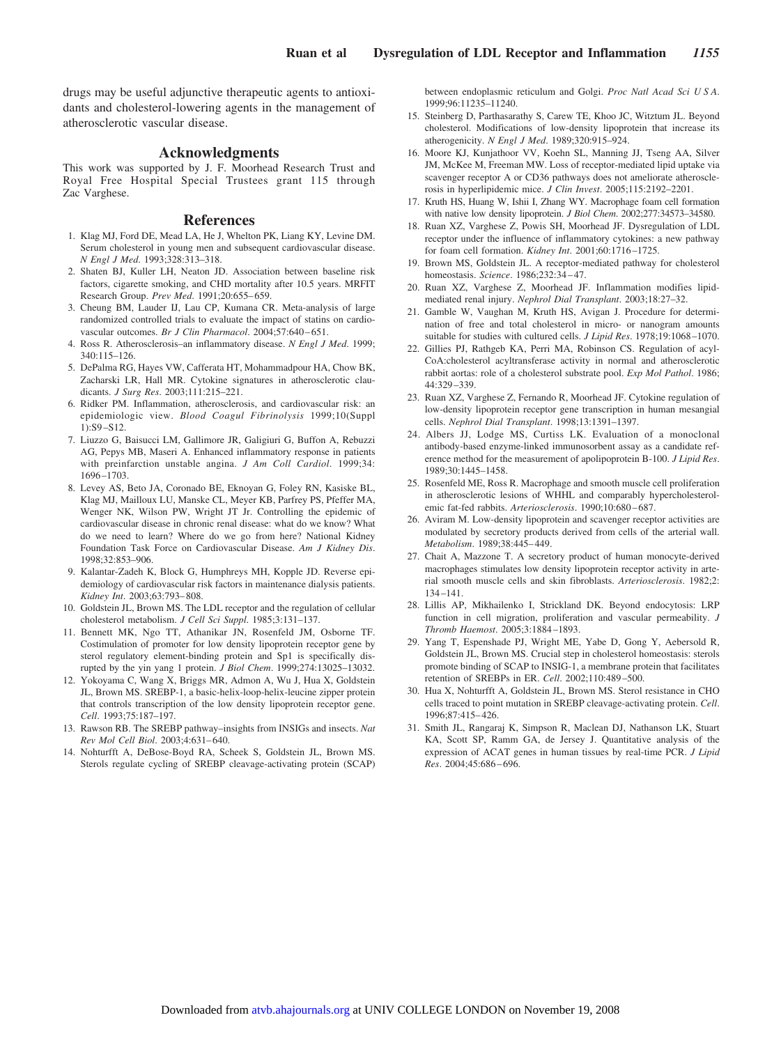drugs may be useful adjunctive therapeutic agents to antioxidants and cholesterol-lowering agents in the management of atherosclerotic vascular disease.

## Acknowledgments

This work was supported by J. F. Moorhead Research Trust and Royal Free Hospital Special Trustees grant 115 through Zac Varghese.

## References

1. Klag MJ, Ford DE, Mead LA, He J, Whelton PK, Liang KY, Levine DM. Serum cholesterol in young men and subsequent cardiovascular disease. *N Engl J Med*. 1993;328:313–318.
2. Shaten BJ, Kuller LH, Neaton JD. Association between baseline risk factors, cigarette smoking, and CHD mortality after 10.5 years. MRFIT Research Group. *Prev Med*. 1991;20:655–659.
3. Cheung BM, Lauder IJ, Lau CP, Kumana CR. Meta-analysis of large randomized controlled trials to evaluate the impact of statins on cardiovascular outcomes. *Br J Clin Pharmacol*. 2004;57:640–651.
4. Ross R. Atherosclerosis–an inflammatory disease. *N Engl J Med*. 1999;340:115–126.
5. DePalma RG, Hayes VW, Cafferata HT, Mohammadpour HA, Chow BK, Zacharski LR, Hall MR. Cytokine signatures in atherosclerotic claudicants. *J Surg Res*. 2003;111:215–221.
6. Ridker PM. Inflammation, atherosclerosis, and cardiovascular risk: an epidemiologic view. *Blood Coagul Fibrinolysis* 1999;10(Suppl 1):S9–S12.
7. Liuzzo G, Baisucci LM, Gallimore JR, Caligiuri G, Buffon A, Rebuzzi AG, Pepys MB, Maseri A. Enhanced inflammatory response in patients with preinfarction unstable angina. *J Am Coll Cardiol*. 1999;34:1696–1703.
8. Levey AS, Beto JA, Coronado BE, Eknoyan G, Foley RN, Kasiske BL, Klag MJ, Mailloux LU, Manske CL, Meyer KB, Parfrey PS, Pfeffer MA, Wenger NK, Wilson PW, Wright JT Jr. Controlling the epidemic of cardiovascular disease in chronic renal disease: what do we know? What do we need to learn? Where do we go from here? National Kidney Foundation Task Force on Cardiovascular Disease. *Am J Kidney Dis*. 1998;32:853–906.
9. Kalantar-Zadeh K, Block G, Humphreys MH, Kopple JD. Reverse epidemiology of cardiovascular risk factors in maintenance dialysis patients. *Kidney Int*. 2003;63:793–808.
10. Goldstein JL, Brown MS. The LDL receptor and the regulation of cellular cholesterol metabolism. *J Cell Sci Suppl*. 1985;3:131–137.
11. Bennett MK, Ngo TT, Athanikar JN, Rosenfeld JM, Osborne TF. Costimulation of promoter for low density lipoprotein receptor gene by sterol regulatory element-binding protein and Sp1 is specifically disrupted by the yin yang 1 protein. *J Biol Chem*. 1999;274:13025–13032.
12. Yokoyama C, Wang X, Briggs MR, Admon A, Wu J, Hua X, Goldstein JL, Brown MS. SREBP-1, a basic-helix-loop-helix-leucine zipper protein that controls transcription of the low density lipoprotein receptor gene. *Cell*. 1993;75:187–197.
13. Rawson RB. The SREBP pathway–insights from INSIGs and insects. *Nat Rev Mol Cell Biol*. 2003;4:631–640.
14. Nohturfft A, DeBose-Boyd RA, Scheek S, Goldstein JL, Brown MS. Sterols regulate cycling of SREBP cleavage-activating protein (SCAP) between endoplasmic reticulum and Golgi. *Proc Natl Acad Sci U S A*. 1999;96:11235–11240.
15. Steinberg D, Parthasarathy S, Carew TE, Khoo JC, Witztum JL. Beyond cholesterol. Modifications of low-density lipoprotein that increase its atherogenicity. *N Engl J Med*. 1989;320:915–924.
16. Moore KJ, Kunjathoor VV, Koehn SL, Manning JJ, Tseng AA, Silver JM, McKee M, Freeman MW. Loss of receptor-mediated lipid uptake via scavenger receptor A or CD36 pathways does not ameliorate atherosclerosis in hyperlipidemic mice. *J Clin Invest*. 2005;115:2192–2201.
17. Kruth HS, Huang W, Ishii I, Zhang WY. Macrophage foam cell formation with native low density lipoprotein. *J Biol Chem*. 2002;277:34573–34580.
18. Ruan XZ, Varghese Z, Powis SH, Moorhead JF. Dysregulation of LDL receptor under the influence of inflammatory cytokines: a new pathway for foam cell formation. *Kidney Int*. 2001;60:1716–1725.
19. Brown MS, Goldstein JL. A receptor-mediated pathway for cholesterol homeostasis. *Science*. 1986;232:34–47.
20. Ruan XZ, Varghese Z, Moorhead JF. Inflammation modifies lipid-mediated renal injury. *Nephrol Dial Transplant*. 2003;18:27–32.
21. Gamble W, Vaughan M, Kruth HS, Avigan J. Procedure for determination of free and total cholesterol in micro- or nanogram amounts suitable for studies with cultured cells. *J Lipid Res*. 1978;19:1068–1070.
22. Gillies PJ, Rathgeb KA, Perri MA, Robinson CS. Regulation of acyl-CoA:cholesterol acyltransferase activity in normal and atherosclerotic rabbit aortas: role of a cholesterol substrate pool. *Exp Mol Pathol*. 1986;44:329–339.
23. Ruan XZ, Varghese Z, Fernando R, Moorhead JF. Cytokine regulation of low-density lipoprotein receptor gene transcription in human mesangial cells. *Nephrol Dial Transplant*. 1998;13:1391–1397.
24. Albers JJ, Lodge MS, Curtiss LK. Evaluation of a monoclonal antibody-based enzyme-linked immunosorbent assay as a candidate reference method for the measurement of apolipoprotein B-100. *J Lipid Res*. 1989;30:1445–1458.
25. Rosenfeld ME, Ross R. Macrophage and smooth muscle cell proliferation in atherosclerotic lesions of WHHL and comparably hypercholesterolemic fat-fed rabbits. *Arteriosclerosis*. 1990;10:680–687.
26. Aviram M. Low-density lipoprotein and scavenger receptor activities are modulated by secretory products derived from cells of the arterial wall. *Metabolism*. 1989;38:445–449.
27. Chait A, Mazzone T. A secretory product of human monocyte-derived macrophages stimulates low density lipoprotein receptor activity in arterial smooth muscle cells and skin fibroblasts. *Arteriosclerosis*. 1982;2:134–141.
28. Lillis AP, Mikhailenko I, Strickland DK. Beyond endocytosis: LRP function in cell migration, proliferation and vascular permeability. *J Thromb Haemost*. 2005;3:1884–1893.
29. Yang T, Espenshade PJ, Wright ME, Yabe D, Gong Y, Aebersold R, Goldstein JL, Brown MS. Crucial step in cholesterol homeostasis: sterols promote binding of SCAP to INSIG-1, a membrane protein that facilitates retention of SREBPs in ER. *Cell*. 2002;110:489–500.
30. Hua X, Nohturfft A, Goldstein JL, Brown MS. Sterol resistance in CHO cells traced to point mutation in SREBP cleavage-activating protein. *Cell*. 1996;87:415–426.
31. Smith JL, Rangaraj K, Simpson R, Maclean DJ, Nathanson LK, Stuart KA, Scott SP, Ramm GA, de Jersey J. Quantitative analysis of the expression of ACAT genes in human tissues by real-time PCR. *J Lipid Res*. 2004;45:686–696.

Downloaded from atvb.ahajournals.org at UNIV COLLEGE LONDON on November 19, 2008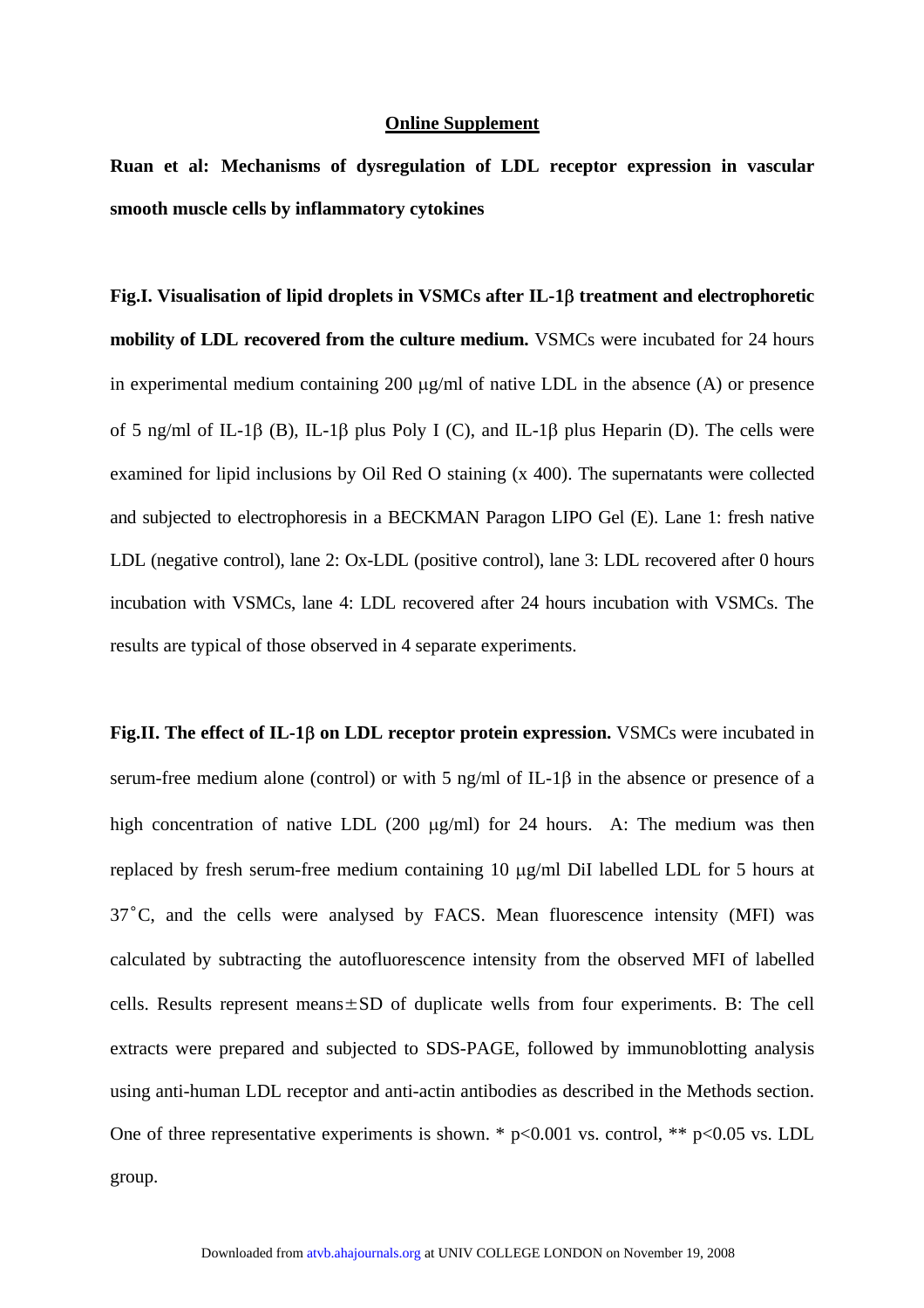## Online Supplement

**Ruan et al: Mechanisms of dysregulation of LDL receptor expression in vascular smooth muscle cells by inflammatory cytokines**

**Fig.I. Visualisation of lipid droplets in VSMCs after IL-1β treatment and electrophoretic mobility of LDL recovered from the culture medium.** VSMCs were incubated for 24 hours in experimental medium containing 200 μg/ml of native LDL in the absence (A) or presence of 5 ng/ml of IL-1β (B), IL-1β plus Poly I (C), and IL-1β plus Heparin (D). The cells were examined for lipid inclusions by Oil Red O staining (x 400). The supernatants were collected and subjected to electrophoresis in a BECKMAN Paragon LIPO Gel (E). Lane 1: fresh native LDL (negative control), lane 2: Ox-LDL (positive control), lane 3: LDL recovered after 0 hours incubation with VSMCs, lane 4: LDL recovered after 24 hours incubation with VSMCs. The results are typical of those observed in 4 separate experiments.

**Fig.II. The effect of IL-1β on LDL receptor protein expression.** VSMCs were incubated in serum-free medium alone (control) or with 5 ng/ml of IL-1β in the absence or presence of a high concentration of native LDL (200 μg/ml) for 24 hours. A: The medium was then replaced by fresh serum-free medium containing 10 μg/ml DiI labelled LDL for 5 hours at 37˚C, and the cells were analysed by FACS. Mean fluorescence intensity (MFI) was calculated by subtracting the autofluorescence intensity from the observed MFI of labelled cells. Results represent means±SD of duplicate wells from four experiments. B: The cell extracts were prepared and subjected to SDS-PAGE, followed by immunoblotting analysis using anti-human LDL receptor and anti-actin antibodies as described in the Methods section. One of three representative experiments is shown. * $p<0.001$ vs. control, ** $p<0.05$ vs. LDL group.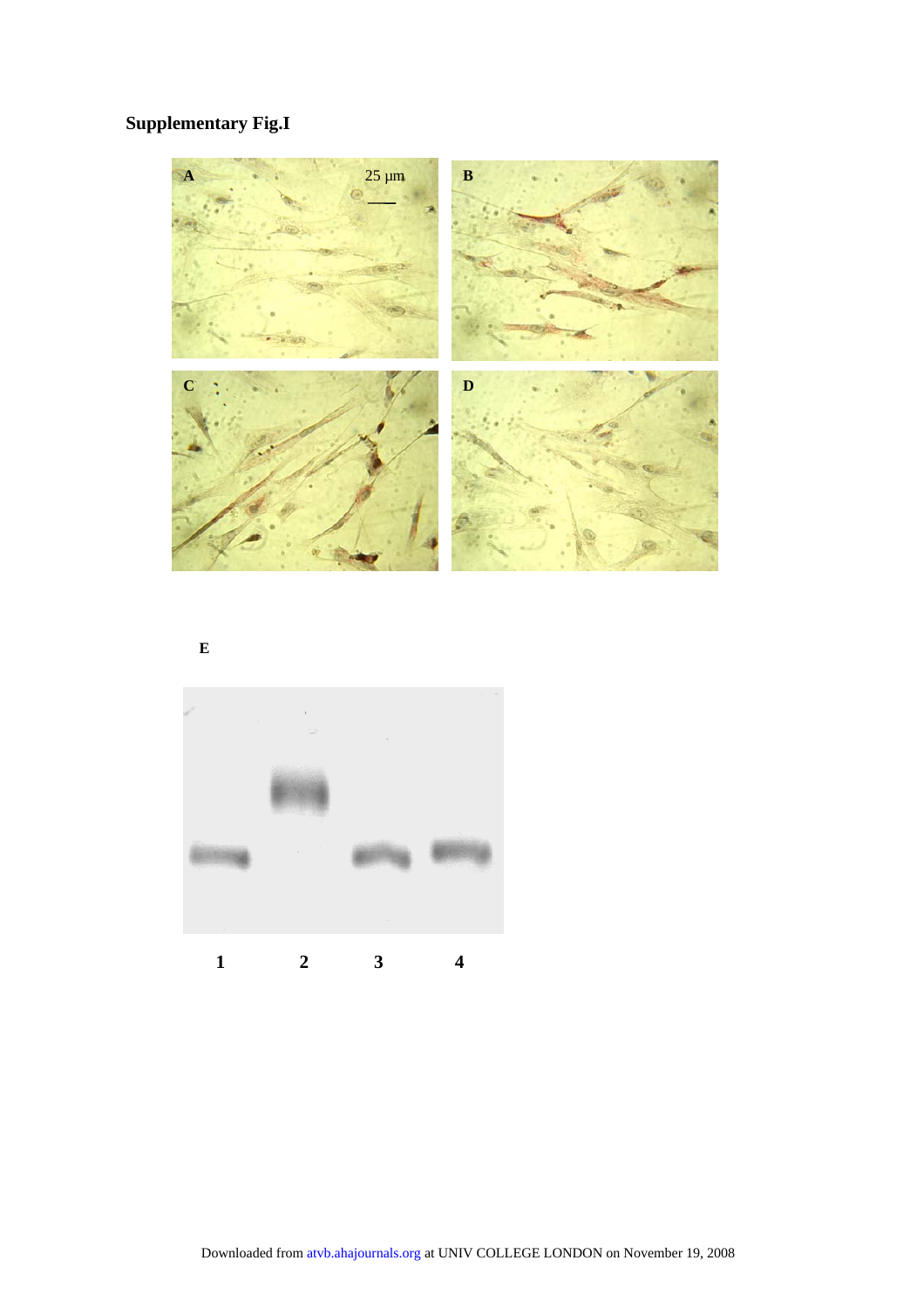**Supplementary Fig.I**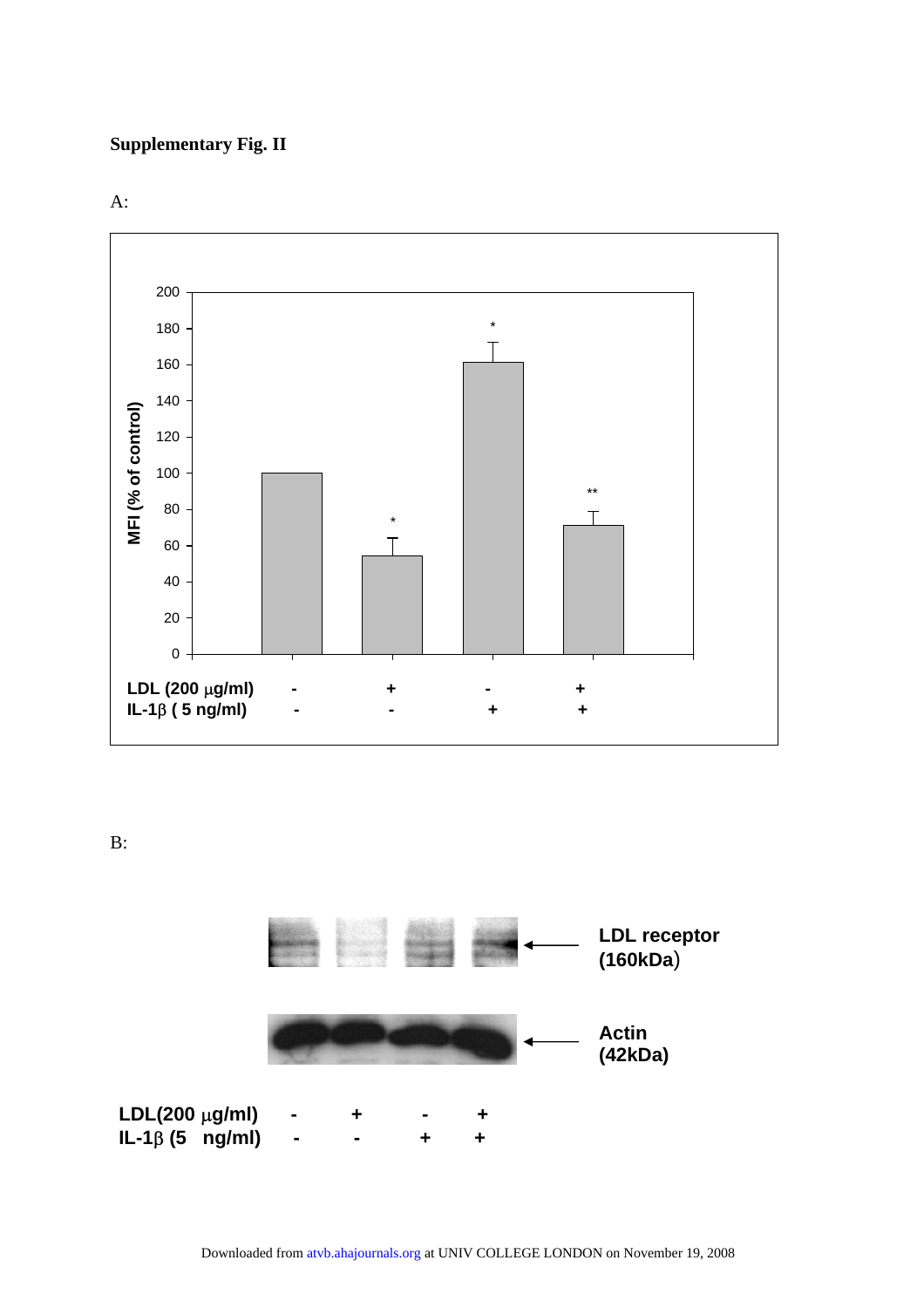**Supplementary Fig. II**

A:

MFI (% of control)

200
180
160
140
120
100
80
60
40
20
0

*
*
**

LDL (200 μg/ml) - + - +
IL-1β ( 5 ng/ml) - - + +

B:

LDL receptor (160kDa)

Actin (42kDa)

LDL(200 μg/ml) - + - +
IL-1β (5 ng/ml) - - + +